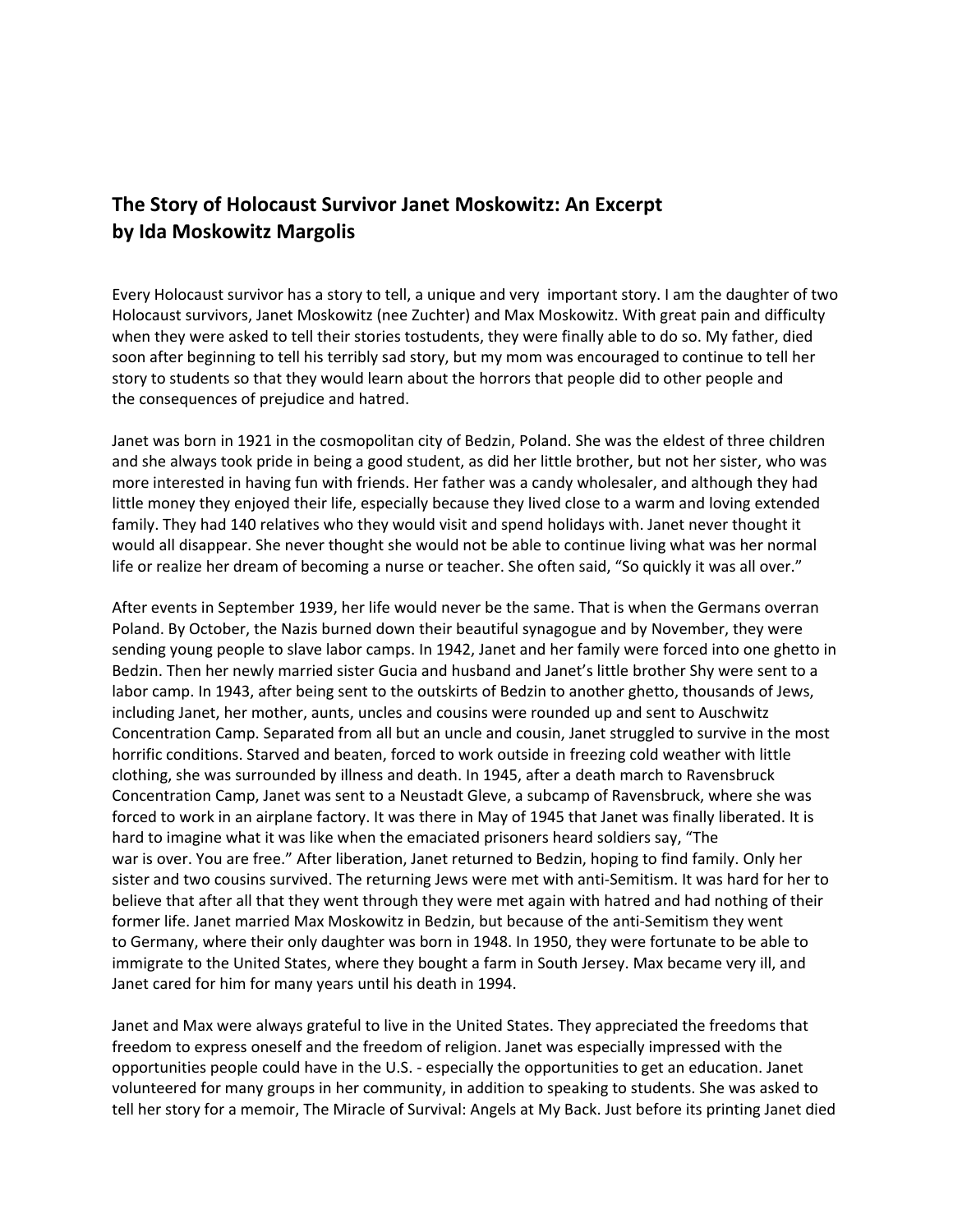## The Story of Holocaust Survivor Janet Moskowitz: An Excerpt
## by Ida Moskowitz Margolis

Every Holocaust survivor has a story to tell, a unique and very important story. I am the daughter of two Holocaust survivors, Janet Moskowitz (nee Zuchter) and Max Moskowitz. With great pain and difficulty when they were asked to tell their stories tostudents, they were finally able to do so. My father, died soon after beginning to tell his terribly sad story, but my mom was encouraged to continue to tell her story to students so that they would learn about the horrors that people did to other people and the consequences of prejudice and hatred.

Janet was born in 1921 in the cosmopolitan city of Bedzin, Poland. She was the eldest of three children and she always took pride in being a good student, as did her little brother, but not her sister, who was more interested in having fun with friends. Her father was a candy wholesaler, and although they had little money they enjoyed their life, especially because they lived close to a warm and loving extended family. They had 140 relatives who they would visit and spend holidays with. Janet never thought it would all disappear. She never thought she would not be able to continue living what was her normal life or realize her dream of becoming a nurse or teacher. She often said, "So quickly it was all over."

After events in September 1939, her life would never be the same. That is when the Germans overran Poland. By October, the Nazis burned down their beautiful synagogue and by November, they were sending young people to slave labor camps. In 1942, Janet and her family were forced into one ghetto in Bedzin. Then her newly married sister Gucia and husband and Janet's little brother Shy were sent to a labor camp. In 1943, after being sent to the outskirts of Bedzin to another ghetto, thousands of Jews, including Janet, her mother, aunts, uncles and cousins were rounded up and sent to Auschwitz Concentration Camp. Separated from all but an uncle and cousin, Janet struggled to survive in the most horrific conditions. Starved and beaten, forced to work outside in freezing cold weather with little clothing, she was surrounded by illness and death. In 1945, after a death march to Ravensbruck Concentration Camp, Janet was sent to a Neustadt Gleve, a subcamp of Ravensbruck, where she was forced to work in an airplane factory. It was there in May of 1945 that Janet was finally liberated. It is hard to imagine what it was like when the emaciated prisoners heard soldiers say, "The war is over. You are free." After liberation, Janet returned to Bedzin, hoping to find family. Only her sister and two cousins survived. The returning Jews were met with anti-Semitism. It was hard for her to believe that after all that they went through they were met again with hatred and had nothing of their former life. Janet married Max Moskowitz in Bedzin, but because of the anti-Semitism they went to Germany, where their only daughter was born in 1948. In 1950, they were fortunate to be able to immigrate to the United States, where they bought a farm in South Jersey. Max became very ill, and Janet cared for him for many years until his death in 1994.

Janet and Max were always grateful to live in the United States. They appreciated the freedoms that freedom to express oneself and the freedom of religion. Janet was especially impressed with the opportunities people could have in the U.S. - especially the opportunities to get an education. Janet volunteered for many groups in her community, in addition to speaking to students. She was asked to tell her story for a memoir, The Miracle of Survival: Angels at My Back. Just before its printing Janet died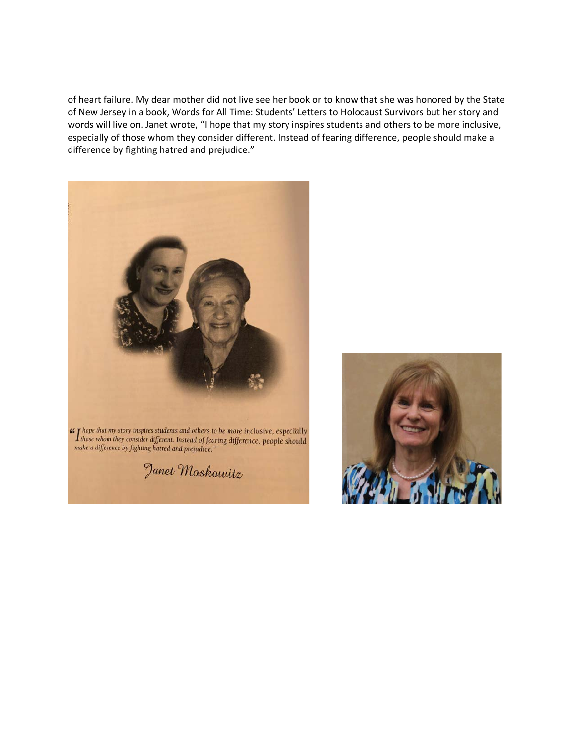of heart failure. My dear mother did not live see her book or to know that she was honored by the State of New Jersey in a book, Words for All Time: Students' Letters to Holocaust Survivors but her story and words will live on. Janet wrote, "I hope that my story inspires students and others to be more inclusive, especially of those whom they consider different. Instead of fearing difference, people should make a difference by fighting hatred and prejudice."

*"I hope that my story inspires students and others to be more inclusive, especially those whom they consider different. Instead of fearing difference, people should make a difference by fighting hatred and prejudice."*

*Janet Moskowitz*